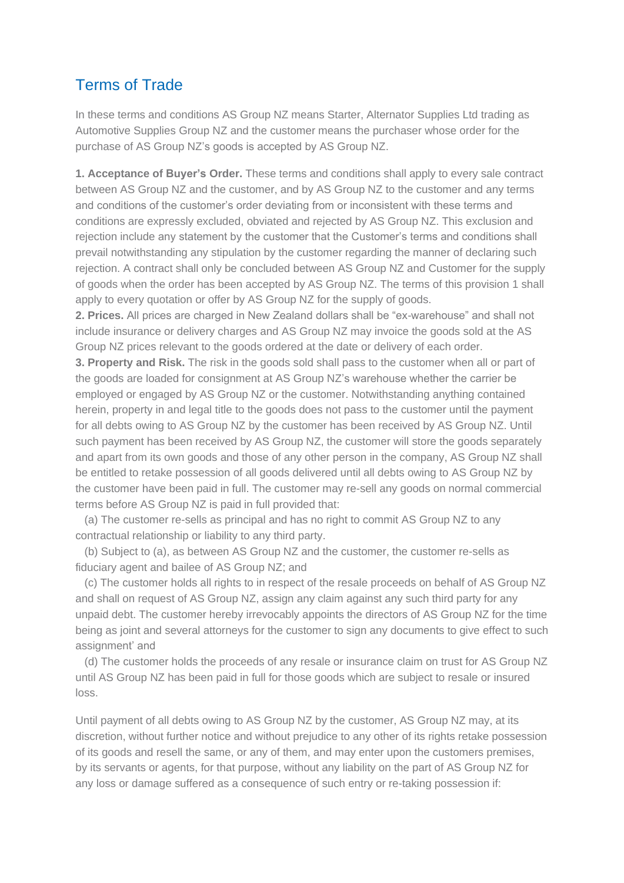# Terms of Trade

In these terms and conditions AS Group NZ means Starter, Alternator Supplies Ltd trading as Automotive Supplies Group NZ and the customer means the purchaser whose order for the purchase of AS Group NZ's goods is accepted by AS Group NZ.

**1. Acceptance of Buyer's Order.** These terms and conditions shall apply to every sale contract between AS Group NZ and the customer, and by AS Group NZ to the customer and any terms and conditions of the customer's order deviating from or inconsistent with these terms and conditions are expressly excluded, obviated and rejected by AS Group NZ. This exclusion and rejection include any statement by the customer that the Customer's terms and conditions shall prevail notwithstanding any stipulation by the customer regarding the manner of declaring such rejection. A contract shall only be concluded between AS Group NZ and Customer for the supply of goods when the order has been accepted by AS Group NZ. The terms of this provision 1 shall apply to every quotation or offer by AS Group NZ for the supply of goods.

**2. Prices.** All prices are charged in New Zealand dollars shall be "ex-warehouse" and shall not include insurance or delivery charges and AS Group NZ may invoice the goods sold at the AS Group NZ prices relevant to the goods ordered at the date or delivery of each order.

**3. Property and Risk.** The risk in the goods sold shall pass to the customer when all or part of the goods are loaded for consignment at AS Group NZ's warehouse whether the carrier be employed or engaged by AS Group NZ or the customer. Notwithstanding anything contained herein, property in and legal title to the goods does not pass to the customer until the payment for all debts owing to AS Group NZ by the customer has been received by AS Group NZ. Until such payment has been received by AS Group NZ, the customer will store the goods separately and apart from its own goods and those of any other person in the company, AS Group NZ shall be entitled to retake possession of all goods delivered until all debts owing to AS Group NZ by the customer have been paid in full. The customer may re-sell any goods on normal commercial terms before AS Group NZ is paid in full provided that:

(a) The customer re-sells as principal and has no right to commit AS Group NZ to any contractual relationship or liability to any third party.

(b) Subject to (a), as between AS Group NZ and the customer, the customer re-sells as fiduciary agent and bailee of AS Group NZ; and

(c) The customer holds all rights to in respect of the resale proceeds on behalf of AS Group NZ and shall on request of AS Group NZ, assign any claim against any such third party for any unpaid debt. The customer hereby irrevocably appoints the directors of AS Group NZ for the time being as joint and several attorneys for the customer to sign any documents to give effect to such assignment' and

(d) The customer holds the proceeds of any resale or insurance claim on trust for AS Group NZ until AS Group NZ has been paid in full for those goods which are subject to resale or insured loss.

Until payment of all debts owing to AS Group NZ by the customer, AS Group NZ may, at its discretion, without further notice and without prejudice to any other of its rights retake possession of its goods and resell the same, or any of them, and may enter upon the customers premises, by its servants or agents, for that purpose, without any liability on the part of AS Group NZ for any loss or damage suffered as a consequence of such entry or re-taking possession if: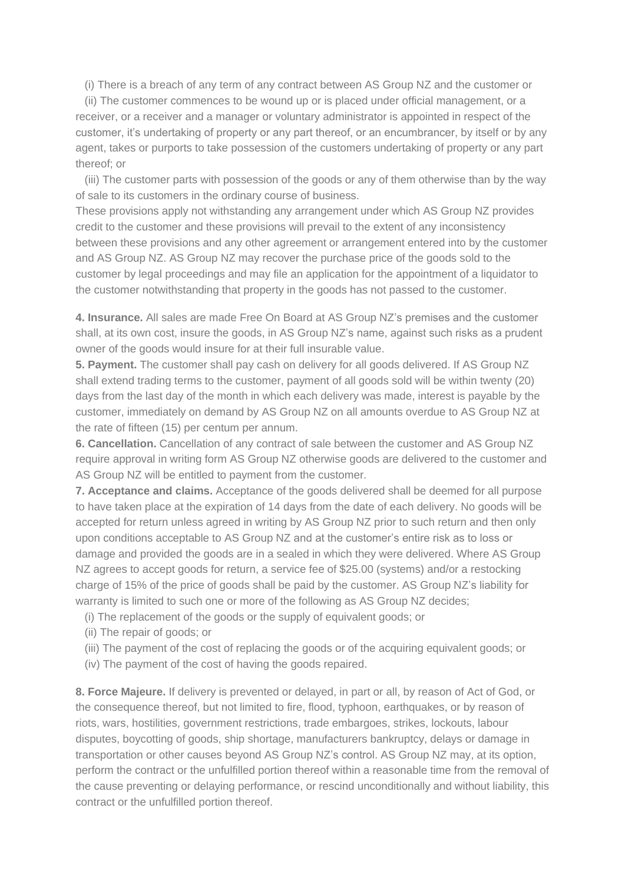(i) There is a breach of any term of any contract between AS Group NZ and the customer or

(ii) The customer commences to be wound up or is placed under official management, or a receiver, or a receiver and a manager or voluntary administrator is appointed in respect of the customer, it's undertaking of property or any part thereof, or an encumbrancer, by itself or by any agent, takes or purports to take possession of the customers undertaking of property or any part thereof; or

(iii) The customer parts with possession of the goods or any of them otherwise than by the way of sale to its customers in the ordinary course of business.

These provisions apply not withstanding any arrangement under which AS Group NZ provides credit to the customer and these provisions will prevail to the extent of any inconsistency between these provisions and any other agreement or arrangement entered into by the customer and AS Group NZ. AS Group NZ may recover the purchase price of the goods sold to the customer by legal proceedings and may file an application for the appointment of a liquidator to the customer notwithstanding that property in the goods has not passed to the customer.

**4. Insurance.** All sales are made Free On Board at AS Group NZ's premises and the customer shall, at its own cost, insure the goods, in AS Group NZ's name, against such risks as a prudent owner of the goods would insure for at their full insurable value.

**5. Payment.** The customer shall pay cash on delivery for all goods delivered. If AS Group NZ shall extend trading terms to the customer, payment of all goods sold will be within twenty (20) days from the last day of the month in which each delivery was made, interest is payable by the customer, immediately on demand by AS Group NZ on all amounts overdue to AS Group NZ at the rate of fifteen (15) per centum per annum.

**6. Cancellation.** Cancellation of any contract of sale between the customer and AS Group NZ require approval in writing form AS Group NZ otherwise goods are delivered to the customer and AS Group NZ will be entitled to payment from the customer.

**7. Acceptance and claims.** Acceptance of the goods delivered shall be deemed for all purpose to have taken place at the expiration of 14 days from the date of each delivery. No goods will be accepted for return unless agreed in writing by AS Group NZ prior to such return and then only upon conditions acceptable to AS Group NZ and at the customer's entire risk as to loss or damage and provided the goods are in a sealed in which they were delivered. Where AS Group NZ agrees to accept goods for return, a service fee of $25.00 (systems) and/or a restocking charge of 15% of the price of goods shall be paid by the customer. AS Group NZ's liability for warranty is limited to such one or more of the following as AS Group NZ decides;

(i) The replacement of the goods or the supply of equivalent goods; or

(ii) The repair of goods; or

(iii) The payment of the cost of replacing the goods or of the acquiring equivalent goods; or

(iv) The payment of the cost of having the goods repaired.

**8. Force Majeure.** If delivery is prevented or delayed, in part or all, by reason of Act of God, or the consequence thereof, but not limited to fire, flood, typhoon, earthquakes, or by reason of riots, wars, hostilities, government restrictions, trade embargoes, strikes, lockouts, labour disputes, boycotting of goods, ship shortage, manufacturers bankruptcy, delays or damage in transportation or other causes beyond AS Group NZ's control. AS Group NZ may, at its option, perform the contract or the unfulfilled portion thereof within a reasonable time from the removal of the cause preventing or delaying performance, or rescind unconditionally and without liability, this contract or the unfulfilled portion thereof.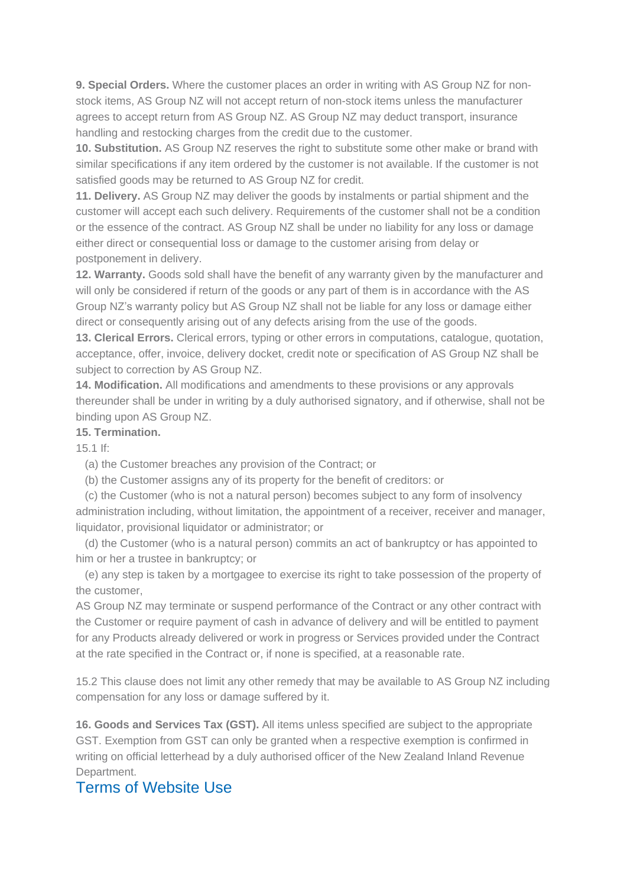**9. Special Orders.** Where the customer places an order in writing with AS Group NZ for non-stock items, AS Group NZ will not accept return of non-stock items unless the manufacturer agrees to accept return from AS Group NZ. AS Group NZ may deduct transport, insurance handling and restocking charges from the credit due to the customer.

**10. Substitution.** AS Group NZ reserves the right to substitute some other make or brand with similar specifications if any item ordered by the customer is not available. If the customer is not satisfied goods may be returned to AS Group NZ for credit.

**11. Delivery.** AS Group NZ may deliver the goods by instalments or partial shipment and the customer will accept each such delivery. Requirements of the customer shall not be a condition or the essence of the contract. AS Group NZ shall be under no liability for any loss or damage either direct or consequential loss or damage to the customer arising from delay or postponement in delivery.

**12. Warranty.** Goods sold shall have the benefit of any warranty given by the manufacturer and will only be considered if return of the goods or any part of them is in accordance with the AS Group NZ's warranty policy but AS Group NZ shall not be liable for any loss or damage either direct or consequently arising out of any defects arising from the use of the goods.

**13. Clerical Errors.** Clerical errors, typing or other errors in computations, catalogue, quotation, acceptance, offer, invoice, delivery docket, credit note or specification of AS Group NZ shall be subject to correction by AS Group NZ.

**14. Modification.** All modifications and amendments to these provisions or any approvals thereunder shall be under in writing by a duly authorised signatory, and if otherwise, shall not be binding upon AS Group NZ.

**15. Termination.**

15.1 If:

(a) the Customer breaches any provision of the Contract; or

(b) the Customer assigns any of its property for the benefit of creditors: or

(c) the Customer (who is not a natural person) becomes subject to any form of insolvency administration including, without limitation, the appointment of a receiver, receiver and manager, liquidator, provisional liquidator or administrator; or

(d) the Customer (who is a natural person) commits an act of bankruptcy or has appointed to him or her a trustee in bankruptcy; or

(e) any step is taken by a mortgagee to exercise its right to take possession of the property of the customer,

AS Group NZ may terminate or suspend performance of the Contract or any other contract with the Customer or require payment of cash in advance of delivery and will be entitled to payment for any Products already delivered or work in progress or Services provided under the Contract at the rate specified in the Contract or, if none is specified, at a reasonable rate.

15.2 This clause does not limit any other remedy that may be available to AS Group NZ including compensation for any loss or damage suffered by it.

**16. Goods and Services Tax (GST).** All items unless specified are subject to the appropriate GST. Exemption from GST can only be granted when a respective exemption is confirmed in writing on official letterhead by a duly authorised officer of the New Zealand Inland Revenue Department.

## Terms of Website Use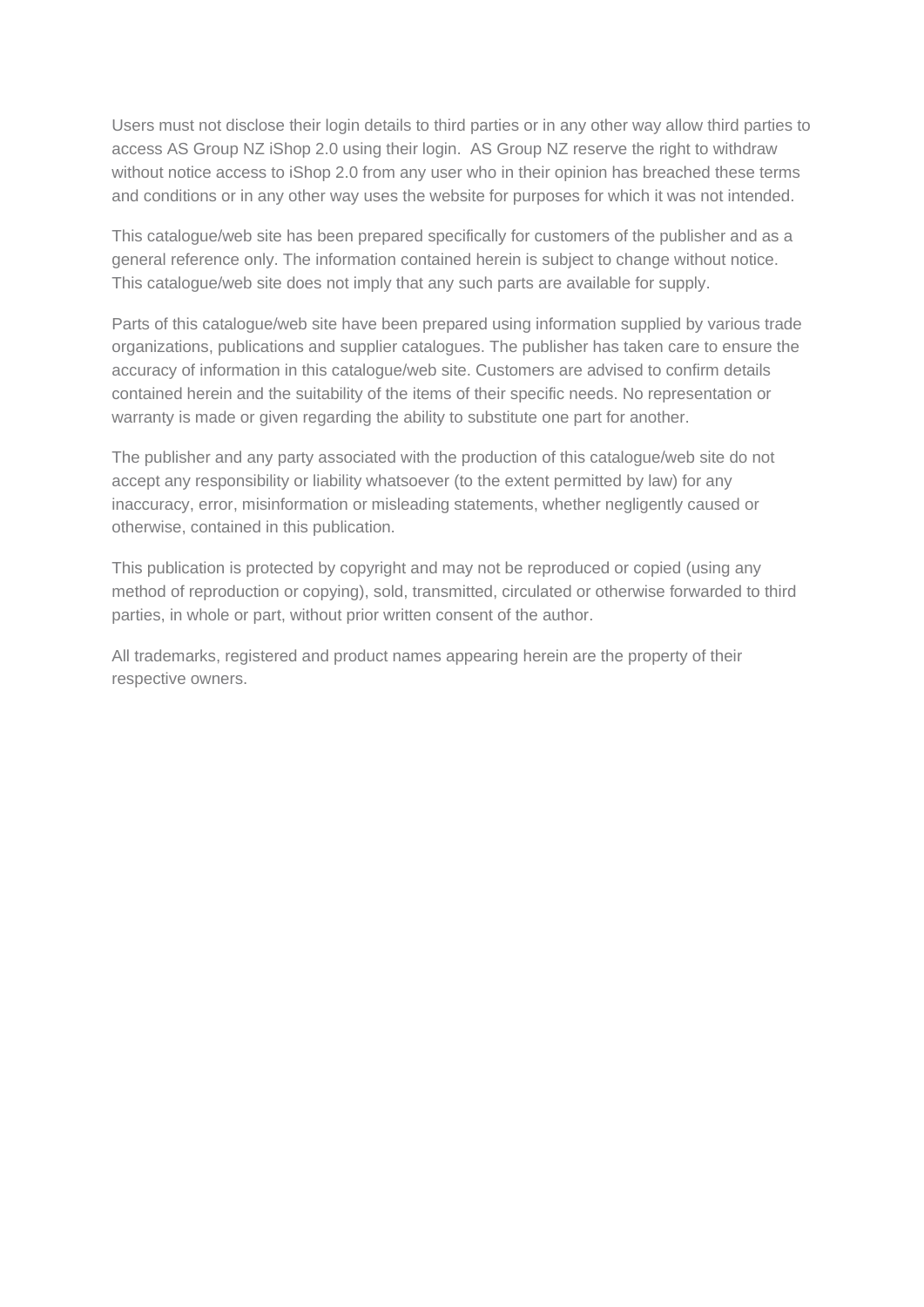Users must not disclose their login details to third parties or in any other way allow third parties to access AS Group NZ iShop 2.0 using their login.  AS Group NZ reserve the right to withdraw without notice access to iShop 2.0 from any user who in their opinion has breached these terms and conditions or in any other way uses the website for purposes for which it was not intended.

This catalogue/web site has been prepared specifically for customers of the publisher and as a general reference only. The information contained herein is subject to change without notice. This catalogue/web site does not imply that any such parts are available for supply.

Parts of this catalogue/web site have been prepared using information supplied by various trade organizations, publications and supplier catalogues. The publisher has taken care to ensure the accuracy of information in this catalogue/web site. Customers are advised to confirm details contained herein and the suitability of the items of their specific needs. No representation or warranty is made or given regarding the ability to substitute one part for another.

The publisher and any party associated with the production of this catalogue/web site do not accept any responsibility or liability whatsoever (to the extent permitted by law) for any inaccuracy, error, misinformation or misleading statements, whether negligently caused or otherwise, contained in this publication.

This publication is protected by copyright and may not be reproduced or copied (using any method of reproduction or copying), sold, transmitted, circulated or otherwise forwarded to third parties, in whole or part, without prior written consent of the author.

All trademarks, registered and product names appearing herein are the property of their respective owners.